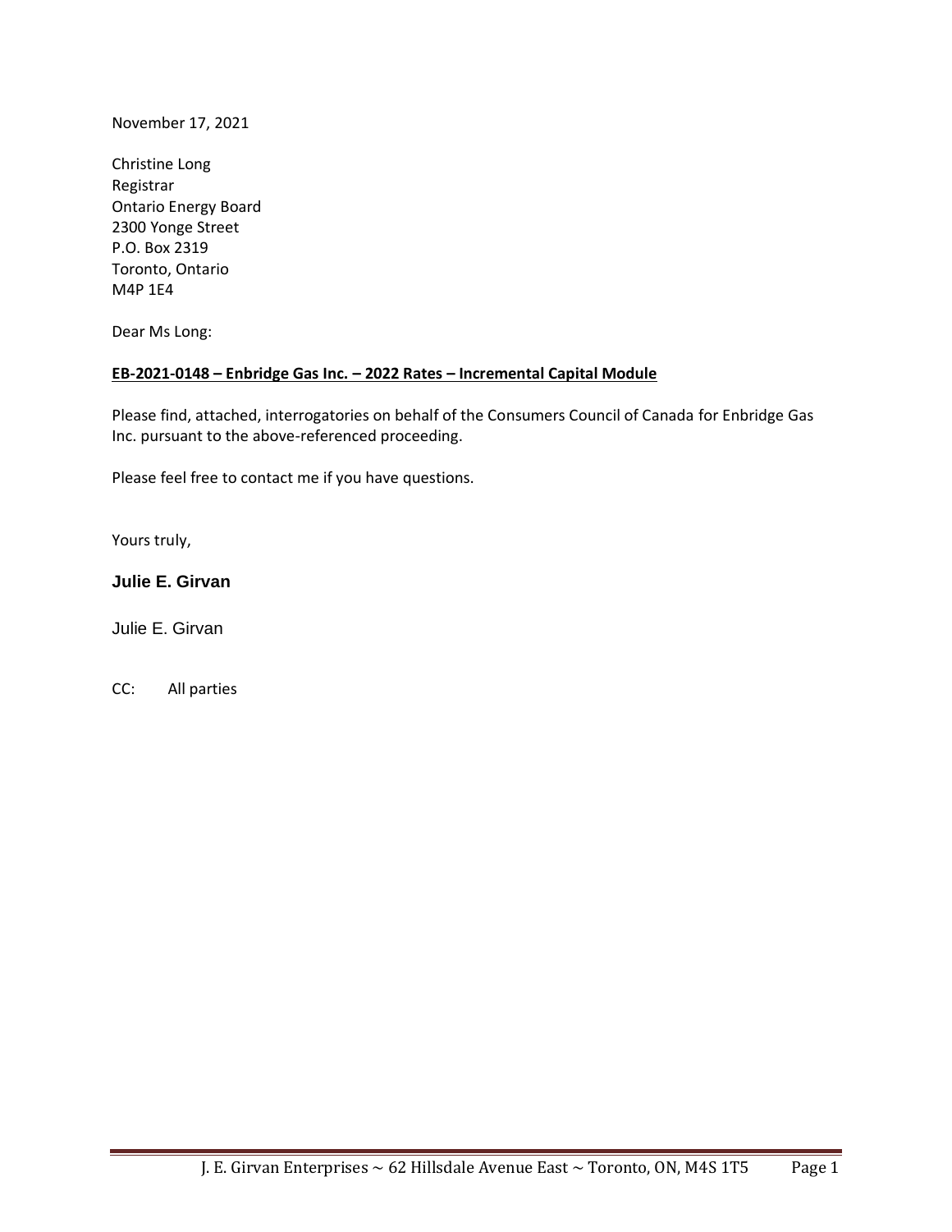November 17, 2021

Christine Long
Registrar
Ontario Energy Board
2300 Yonge Street
P.O. Box 2319
Toronto, Ontario
M4P 1E4

Dear Ms Long:

**EB-2021-0148 – Enbridge Gas Inc. – 2022 Rates – Incremental Capital Module**

Please find, attached, interrogatories on behalf of the Consumers Council of Canada for Enbridge Gas Inc. pursuant to the above-referenced proceeding.

Please feel free to contact me if you have questions.

Yours truly,

**Julie E. Girvan**

Julie E. Girvan

CC: All parties

J. E. Girvan Enterprises ~ 62 Hillsdale Avenue East ~ Toronto, ON, M4S 1T5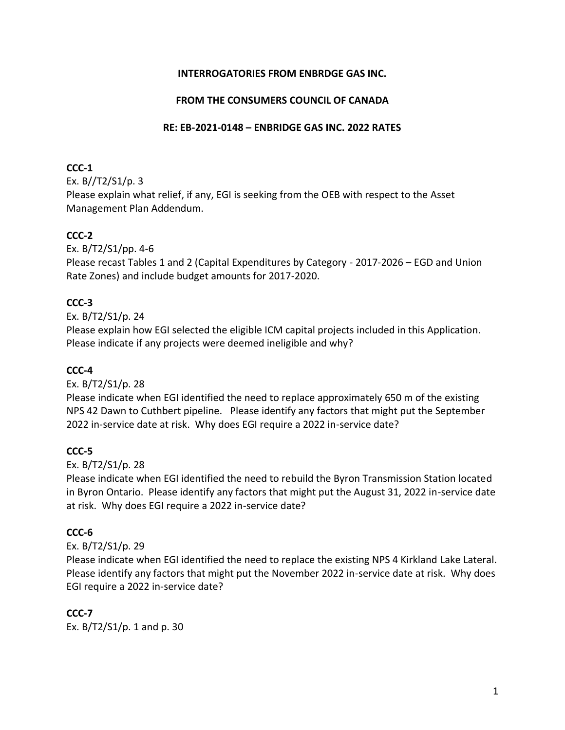**INTERROGATORIES FROM ENBRDGE GAS INC.**

**FROM THE CONSUMERS COUNCIL OF CANADA**

**RE: EB-2021-0148 – ENBRIDGE GAS INC. 2022 RATES**

**CCC-1**

Ex. B//T2/S1/p. 3

Please explain what relief, if any, EGI is seeking from the OEB with respect to the Asset Management Plan Addendum.

**CCC-2**

Ex. B/T2/S1/pp. 4-6

Please recast Tables 1 and 2 (Capital Expenditures by Category - 2017-2026 – EGD and Union Rate Zones) and include budget amounts for 2017-2020.

**CCC-3**

Ex. B/T2/S1/p. 24

Please explain how EGI selected the eligible ICM capital projects included in this Application. Please indicate if any projects were deemed ineligible and why?

**CCC-4**

Ex. B/T2/S1/p. 28

Please indicate when EGI identified the need to replace approximately 650 m of the existing NPS 42 Dawn to Cuthbert pipeline. Please identify any factors that might put the September 2022 in-service date at risk. Why does EGI require a 2022 in-service date?

**CCC-5**

Ex. B/T2/S1/p. 28

Please indicate when EGI identified the need to rebuild the Byron Transmission Station located in Byron Ontario. Please identify any factors that might put the August 31, 2022 in-service date at risk. Why does EGI require a 2022 in-service date?

**CCC-6**

Ex. B/T2/S1/p. 29

Please indicate when EGI identified the need to replace the existing NPS 4 Kirkland Lake Lateral. Please identify any factors that might put the November 2022 in-service date at risk. Why does EGI require a 2022 in-service date?

**CCC-7**

Ex. B/T2/S1/p. 1 and p. 30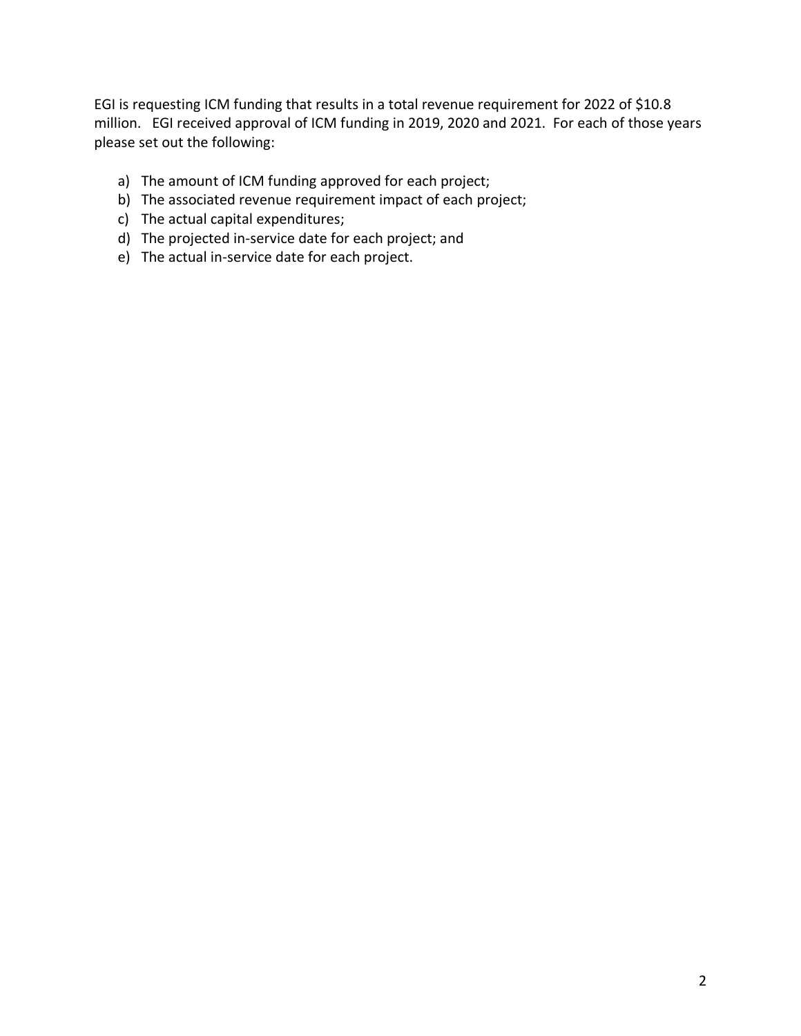EGI is requesting ICM funding that results in a total revenue requirement for 2022 of $10.8 million. EGI received approval of ICM funding in 2019, 2020 and 2021. For each of those years please set out the following:

a) The amount of ICM funding approved for each project;
b) The associated revenue requirement impact of each project;
c) The actual capital expenditures;
d) The projected in-service date for each project; and
e) The actual in-service date for each project.